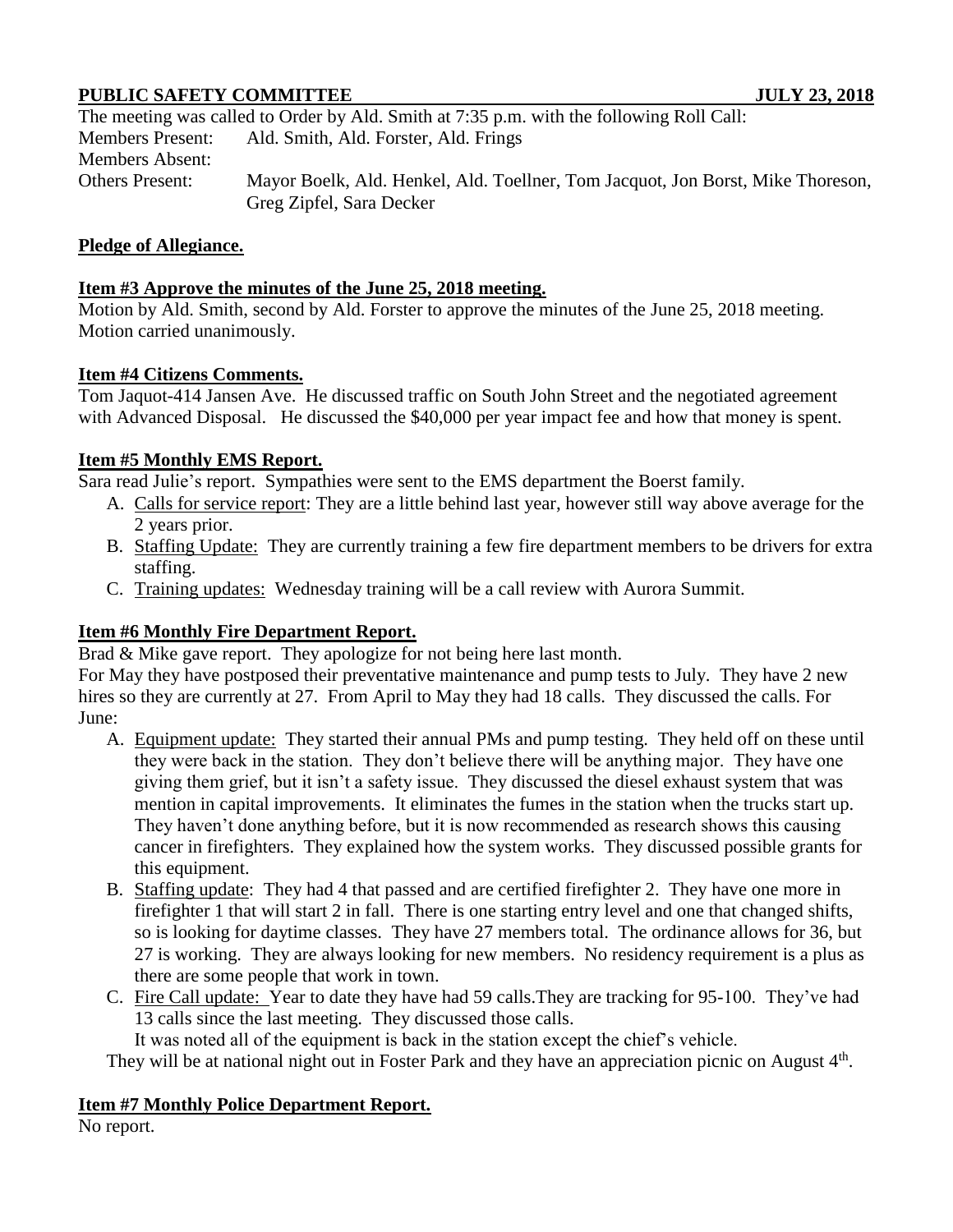**PUBLIC SAFETY COMMITTEE JULY 23, 2018**

The meeting was called to Order by Ald. Smith at 7:35 p.m. with the following Roll Call:

Members Present: Ald. Smith, Ald. Forster, Ald. Frings

Members Absent:

Others Present: Mayor Boelk, Ald. Henkel, Ald. Toellner, Tom Jacquot, Jon Borst, Mike Thoreson, Greg Zipfel, Sara Decker

**Pledge of Allegiance.**

**Item #3 Approve the minutes of the June 25, 2018 meeting.**

Motion by Ald. Smith, second by Ald. Forster to approve the minutes of the June 25, 2018 meeting. Motion carried unanimously.

**Item #4 Citizens Comments.**

Tom Jaquot-414 Jansen Ave. He discussed traffic on South John Street and the negotiated agreement with Advanced Disposal. He discussed the $40,000 per year impact fee and how that money is spent.

**Item #5 Monthly EMS Report.**

Sara read Julie's report. Sympathies were sent to the EMS department the Boerst family.

A. Calls for service report: They are a little behind last year, however still way above average for the 2 years prior.
B. Staffing Update: They are currently training a few fire department members to be drivers for extra staffing.
C. Training updates: Wednesday training will be a call review with Aurora Summit.

**Item #6 Monthly Fire Department Report.**

Brad & Mike gave report. They apologize for not being here last month.

For May they have postposed their preventative maintenance and pump tests to July. They have 2 new hires so they are currently at 27. From April to May they had 18 calls. They discussed the calls. For June:

A. Equipment update: They started their annual PMs and pump testing. They held off on these until they were back in the station. They don't believe there will be anything major. They have one giving them grief, but it isn't a safety issue. They discussed the diesel exhaust system that was mention in capital improvements. It eliminates the fumes in the station when the trucks start up. They haven't done anything before, but it is now recommended as research shows this causing cancer in firefighters. They explained how the system works. They discussed possible grants for this equipment.
B. Staffing update: They had 4 that passed and are certified firefighter 2. They have one more in firefighter 1 that will start 2 in fall. There is one starting entry level and one that changed shifts, so is looking for daytime classes. They have 27 members total. The ordinance allows for 36, but 27 is working. They are always looking for new members. No residency requirement is a plus as there are some people that work in town.
C. Fire Call update: Year to date they have had 59 calls.They are tracking for 95-100. They've had 13 calls since the last meeting. They discussed those calls.
   It was noted all of the equipment is back in the station except the chief's vehicle.

They will be at national night out in Foster Park and they have an appreciation picnic on August 4th.

**Item #7 Monthly Police Department Report.**

No report.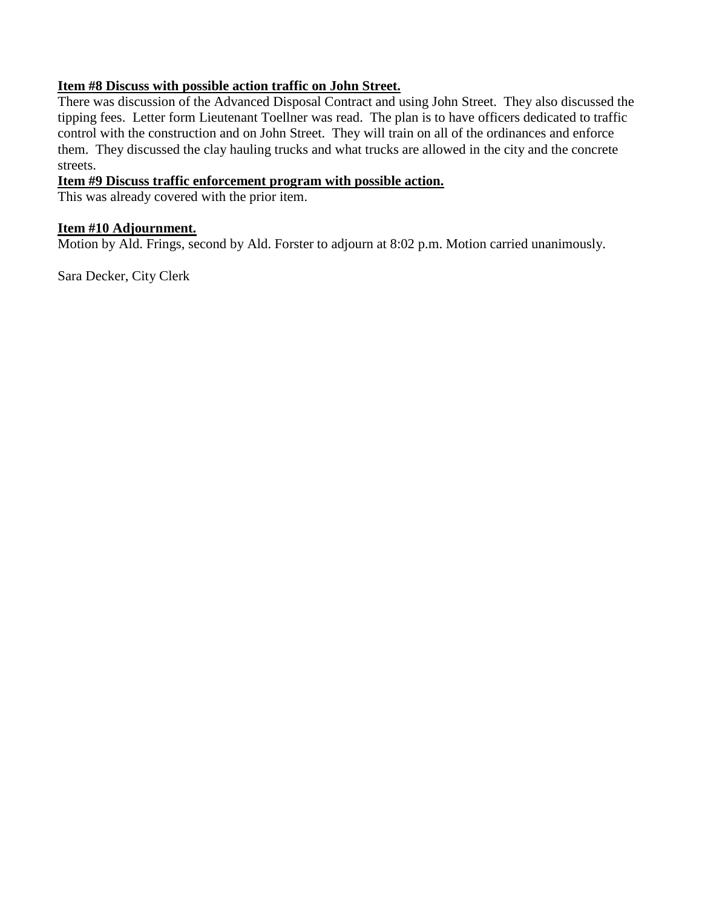**Item #8 Discuss with possible action traffic on John Street.**

There was discussion of the Advanced Disposal Contract and using John Street. They also discussed the tipping fees. Letter form Lieutenant Toellner was read. The plan is to have officers dedicated to traffic control with the construction and on John Street. They will train on all of the ordinances and enforce them. They discussed the clay hauling trucks and what trucks are allowed in the city and the concrete streets.

**Item #9 Discuss traffic enforcement program with possible action.**

This was already covered with the prior item.

**Item #10 Adjournment.**

Motion by Ald. Frings, second by Ald. Forster to adjourn at 8:02 p.m. Motion carried unanimously.

Sara Decker, City Clerk